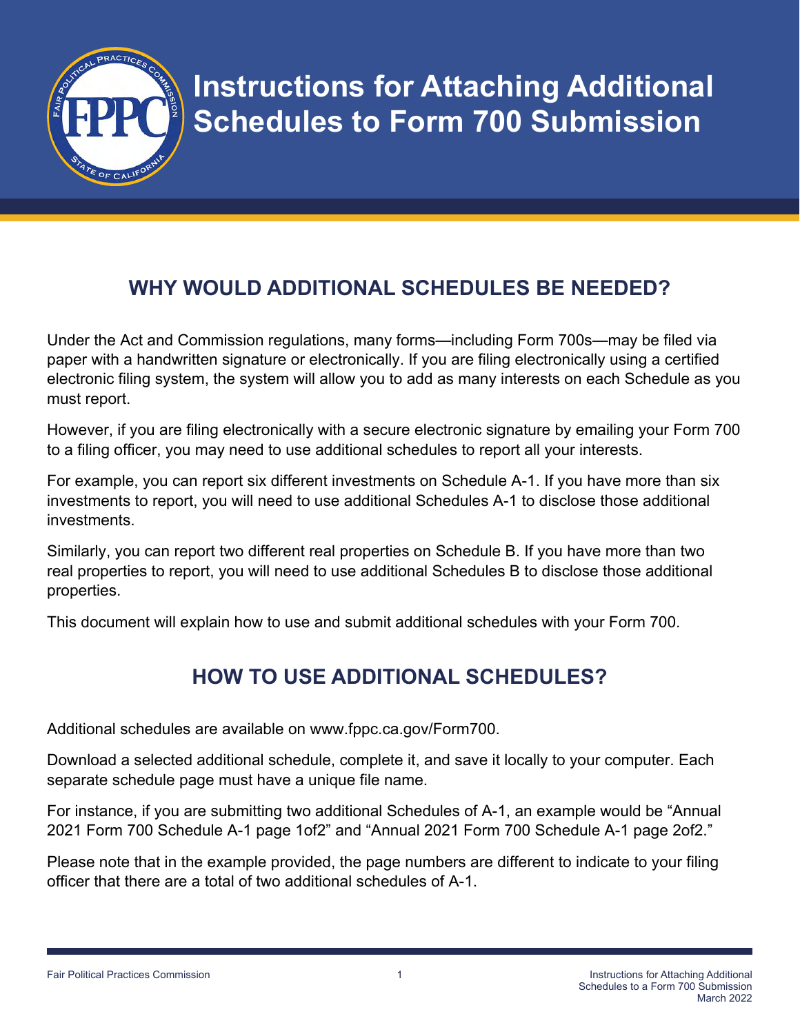# Instructions for Attaching Additional Schedules to Form 700 Submission

## WHY WOULD ADDITIONAL SCHEDULES BE NEEDED?

Under the Act and Commission regulations, many forms—including Form 700s—may be filed via paper with a handwritten signature or electronically. If you are filing electronically using a certified electronic filing system, the system will allow you to add as many interests on each Schedule as you must report.

However, if you are filing electronically with a secure electronic signature by emailing your Form 700 to a filing officer, you may need to use additional schedules to report all your interests.

For example, you can report six different investments on Schedule A-1. If you have more than six investments to report, you will need to use additional Schedules A-1 to disclose those additional investments.

Similarly, you can report two different real properties on Schedule B. If you have more than two real properties to report, you will need to use additional Schedules B to disclose those additional properties.

This document will explain how to use and submit additional schedules with your Form 700.

## HOW TO USE ADDITIONAL SCHEDULES?

Additional schedules are available on www.fppc.ca.gov/Form700.

Download a selected additional schedule, complete it, and save it locally to your computer. Each separate schedule page must have a unique file name.

For instance, if you are submitting two additional Schedules of A-1, an example would be "Annual 2021 Form 700 Schedule A-1 page 1of2" and "Annual 2021 Form 700 Schedule A-1 page 2of2."

Please note that in the example provided, the page numbers are different to indicate to your filing officer that there are a total of two additional schedules of A-1.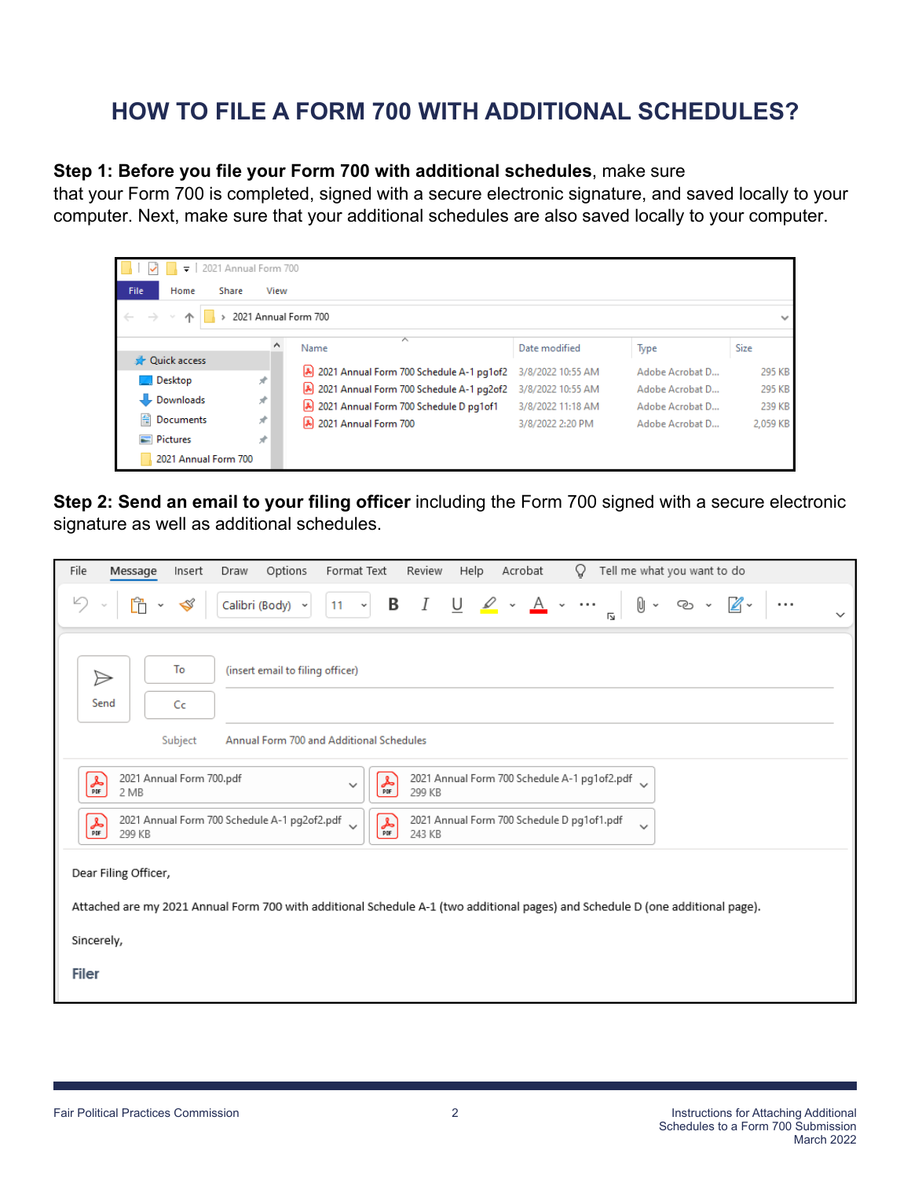# HOW TO FILE A FORM 700 WITH ADDITIONAL SCHEDULES?

**Step 1: Before you file your Form 700 with additional schedules**, make sure that your Form 700 is completed, signed with a secure electronic signature, and saved locally to your computer. Next, make sure that your additional schedules are also saved locally to your computer.

**Step 2: Send an email to your filing officer** including the Form 700 signed with a secure electronic signature as well as additional schedules.